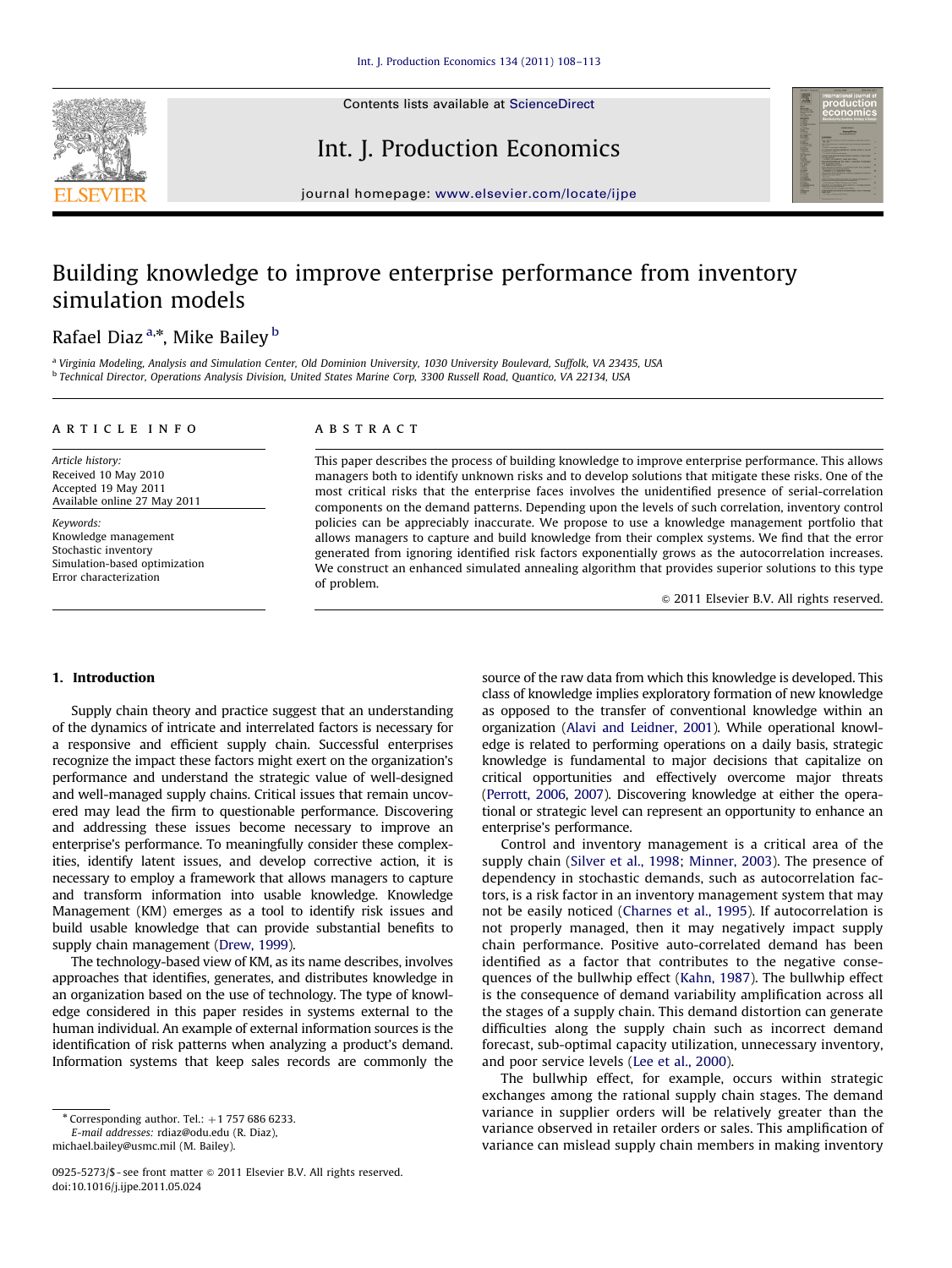# Building knowledge to improve enterprise performance from inventory simulation models

Rafael Diaz [a,*], Mike Bailey [b]

[a] Virginia Modeling, Analysis and Simulation Center, Old Dominion University, 1030 University Boulevard, Suffolk, VA 23435, USA
[b] Technical Director, Operations Analysis Division, United States Marine Corp, 3300 Russell Road, Quantico, VA 22134, USA

## ARTICLE INFO

*Article history:*
Received 10 May 2010
Accepted 19 May 2011
Available online 27 May 2011

*Keywords:*
Knowledge management
Stochastic inventory
Simulation-based optimization
Error characterization

## ABSTRACT

This paper describes the process of building knowledge to improve enterprise performance. This allows managers both to identify unknown risks and to develop solutions that mitigate these risks. One of the most critical risks that the enterprise faces involves the unidentified presence of serial-correlation components on the demand patterns. Depending upon the levels of such correlation, inventory control policies can be appreciably inaccurate. We propose to use a knowledge management portfolio that allows managers to capture and build knowledge from their complex systems. We find that the error generated from ignoring identified risk factors exponentially grows as the autocorrelation increases. We construct an enhanced simulated annealing algorithm that provides superior solutions to this type of problem.

© 2011 Elsevier B.V. All rights reserved.

## 1. Introduction

Supply chain theory and practice suggest that an understanding of the dynamics of intricate and interrelated factors is necessary for a responsive and efficient supply chain. Successful enterprises recognize the impact these factors might exert on the organization's performance and understand the strategic value of well-designed and well-managed supply chains. Critical issues that remain uncovered may lead the firm to questionable performance. Discovering and addressing these issues become necessary to improve an enterprise's performance. To meaningfully consider these complexities, identify latent issues, and develop corrective action, it is necessary to employ a framework that allows managers to capture and transform information into usable knowledge. Knowledge Management (KM) emerges as a tool to identify risk issues and build usable knowledge that can provide substantial benefits to supply chain management (Drew, 1999).

The technology-based view of KM, as its name describes, involves approaches that identifies, generates, and distributes knowledge in an organization based on the use of technology. The type of knowledge considered in this paper resides in systems external to the human individual. An example of external information sources is the identification of risk patterns when analyzing a product's demand. Information systems that keep sales records are commonly the source of the raw data from which this knowledge is developed. This class of knowledge implies exploratory formation of new knowledge as opposed to the transfer of conventional knowledge within an organization (Alavi and Leidner, 2001). While operational knowledge is related to performing operations on a daily basis, strategic knowledge is fundamental to major decisions that capitalize on critical opportunities and effectively overcome major threats (Perrott, 2006, 2007). Discovering knowledge at either the operational or strategic level can represent an opportunity to enhance an enterprise's performance.

Control and inventory management is a critical area of the supply chain (Silver et al., 1998; Minner, 2003). The presence of dependency in stochastic demands, such as autocorrelation factors, is a risk factor in an inventory management system that may not be easily noticed (Charnes et al., 1995). If autocorrelation is not properly managed, then it may negatively impact supply chain performance. Positive auto-correlated demand has been identified as a factor that contributes to the negative consequences of the bullwhip effect (Kahn, 1987). The bullwhip effect is the consequence of demand variability amplification across all the stages of a supply chain. This demand distortion can generate difficulties along the supply chain such as incorrect demand forecast, sub-optimal capacity utilization, unnecessary inventory, and poor service levels (Lee et al., 2000).

The bullwhip effect, for example, occurs within strategic exchanges among the rational supply chain stages. The demand variance in supplier orders will be relatively greater than the variance observed in retailer orders or sales. This amplification of variance can mislead supply chain members in making inventory

* Corresponding author. Tel.: +1 757 686 6233.
E-mail addresses: rdiaz@odu.edu (R. Diaz), michael.bailey@usmc.mil (M. Bailey).

0925-5273/$ - see front matter © 2011 Elsevier B.V. All rights reserved.
doi:10.1016/j.ijpe.2011.05.024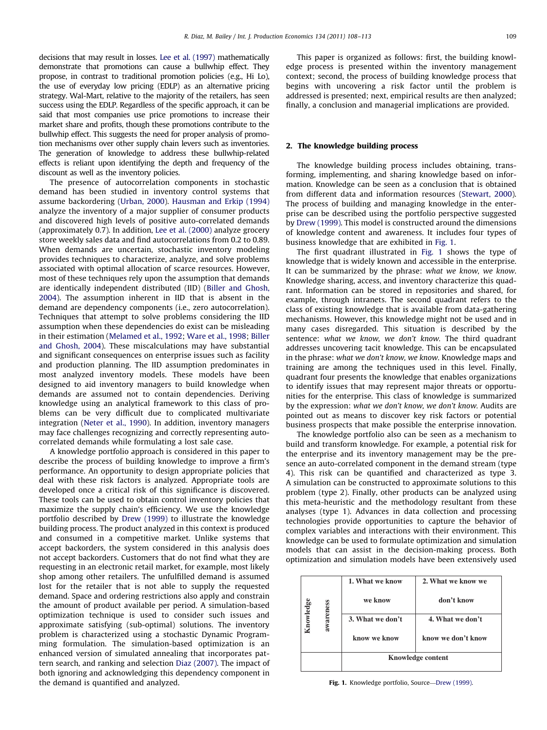decisions that may result in losses. Lee et al. (1997) mathematically demonstrate that promotions can cause a bullwhip effect. They propose, in contrast to traditional promotion policies (e.g., Hi Lo), the use of everyday low pricing (EDLP) as an alternative pricing strategy. Wal-Mart, relative to the majority of the retailers, has seen success using the EDLP. Regardless of the specific approach, it can be said that most companies use price promotions to increase their market share and profits, though these promotions contribute to the bullwhip effect. This suggests the need for proper analysis of promotion mechanisms over other supply chain levers such as inventories. The generation of knowledge to address these bullwhip-related effects is reliant upon identifying the depth and frequency of the discount as well as the inventory policies.

The presence of autocorrelation components in stochastic demand has been studied in inventory control systems that assume backordering (Urban, 2000). Hausman and Erkip (1994) analyze the inventory of a major supplier of consumer products and discovered high levels of positive auto-correlated demands (approximately 0.7). In addition, Lee et al. (2000) analyze grocery store weekly sales data and find autocorrelations from 0.2 to 0.89. When demands are uncertain, stochastic inventory modeling provides techniques to characterize, analyze, and solve problems associated with optimal allocation of scarce resources. However, most of these techniques rely upon the assumption that demands are identically independent distributed (IID) (Biller and Ghosh, 2004). The assumption inherent in IID that is absent in the demand are dependency components (i.e., zero autocorrelation). Techniques that attempt to solve problems considering the IID assumption when these dependencies do exist can be misleading in their estimation (Melamed et al., 1992; Ware et al., 1998; Biller and Ghosh, 2004). These miscalculations may have substantial and significant consequences on enterprise issues such as facility and production planning. The IID assumption predominates in most analyzed inventory models. These models have been designed to aid inventory managers to build knowledge when demands are assumed not to contain dependencies. Deriving knowledge using an analytical framework to this class of problems can be very difficult due to complicated multivariate integration (Neter et al., 1990). In addition, inventory managers may face challenges recognizing and correctly representing auto-correlated demands while formulating a lost sale case.

A knowledge portfolio approach is considered in this paper to describe the process of building knowledge to improve a firm's performance. An opportunity to design appropriate policies that deal with these risk factors is analyzed. Appropriate tools are developed once a critical risk of this significance is discovered. These tools can be used to obtain control inventory policies that maximize the supply chain's efficiency. We use the knowledge portfolio described by Drew (1999) to illustrate the knowledge building process. The product analyzed in this context is produced and consumed in a competitive market. Unlike systems that accept backorders, the system considered in this analysis does not accept backorders. Customers that do not find what they are requesting in an electronic retail market, for example, most likely shop among other retailers. The unfulfilled demand is assumed lost for the retailer that is not able to supply the requested demand. Space and ordering restrictions also apply and constrain the amount of product available per period. A simulation-based optimization technique is used to consider such issues and approximate satisfying (sub-optimal) solutions. The inventory problem is characterized using a stochastic Dynamic Programming formulation. The simulation-based optimization is an enhanced version of simulated annealing that incorporates pattern search, and ranking and selection Diaz (2007). The impact of both ignoring and acknowledging this dependency component in the demand is quantified and analyzed.

This paper is organized as follows: first, the building knowledge process is presented within the inventory management context; second, the process of building knowledge process that begins with uncovering a risk factor until the problem is addressed is presented; next, empirical results are then analyzed; finally, a conclusion and managerial implications are provided.

## 2. The knowledge building process

The knowledge building process includes obtaining, transforming, implementing, and sharing knowledge based on information. Knowledge can be seen as a conclusion that is obtained from different data and information resources (Stewart, 2000). The process of building and managing knowledge in the enterprise can be described using the portfolio perspective suggested by Drew (1999). This model is constructed around the dimensions of knowledge content and awareness. It includes four types of business knowledge that are exhibited in Fig. 1.

The first quadrant illustrated in Fig. 1 shows the type of knowledge that is widely known and accessible in the enterprise. It can be summarized by the phrase: *what we know, we know*. Knowledge sharing, access, and inventory characterize this quadrant. Information can be stored in repositories and shared, for example, through intranets. The second quadrant refers to the class of existing knowledge that is available from data-gathering mechanisms. However, this knowledge might not be used and in many cases disregarded. This situation is described by the sentence: *what we know, we don't know*. The third quadrant addresses uncovering tacit knowledge. This can be encapsulated in the phrase: *what we don't know, we know*. Knowledge maps and training are among the techniques used in this level. Finally, quadrant four presents the knowledge that enables organizations to identify issues that may represent major threats or opportunities for the enterprise. This class of knowledge is summarized by the expression: *what we don't know, we don't know*. Audits are pointed out as means to discover key risk factors or potential business prospects that make possible the enterprise innovation.

The knowledge portfolio also can be seen as a mechanism to build and transform knowledge. For example, a potential risk for the enterprise and its inventory management may be the presence an auto-correlated component in the demand stream (type 4). This risk can be quantified and characterized as type 3. A simulation can be constructed to approximate solutions to this problem (type 2). Finally, other products can be analyzed using this meta-heuristic and the methodology resultant from these analyses (type 1). Advances in data collection and processing technologies provide opportunities to capture the behavior of complex variables and interactions with their environment. This knowledge can be used to formulate optimization and simulation models that can assist in the decision-making process. Both optimization and simulation models have been extensively used

| Knowledge awareness | 1. What we know we know | 2. What we know we don't know |
|---|---|---|
| | 3. What we don't know we know | 4. What we don't know we don't know |
| | Knowledge content | |

**Fig. 1.** Knowledge portfolio, Source—Drew (1999).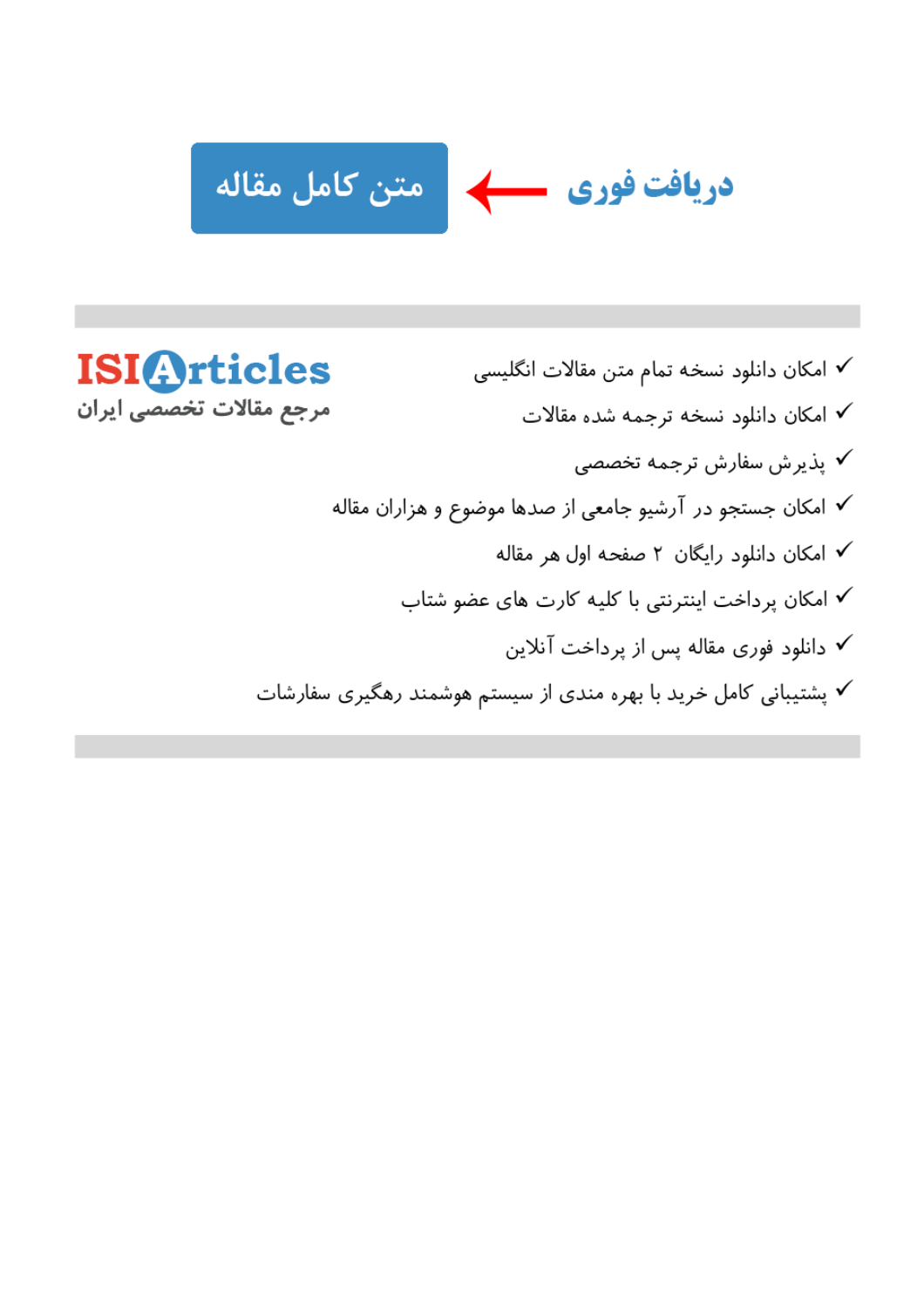دریافت فوری ← متن کامل مقاله

**ISIArticles**
مرجع مقالات تخصصی ایران

- ✓ امکان دانلود نسخه تمام متن مقالات انگلیسی
- ✓ امکان دانلود نسخه ترجمه شده مقالات
- ✓ پذیرش سفارش ترجمه تخصصی
- ✓ امکان جستجو در آرشیو جامعی از صدها موضوع و هزاران مقاله
- ✓ امکان دانلود رایگان ۲ صفحه اول هر مقاله
- ✓ امکان پرداخت اینترنتی با کلیه کارت های عضو شتاب
- ✓ دانلود فوری مقاله پس از پرداخت آنلاین
- ✓ پشتیبانی کامل خرید با بهره مندی از سیستم هوشمند رهگیری سفارشات